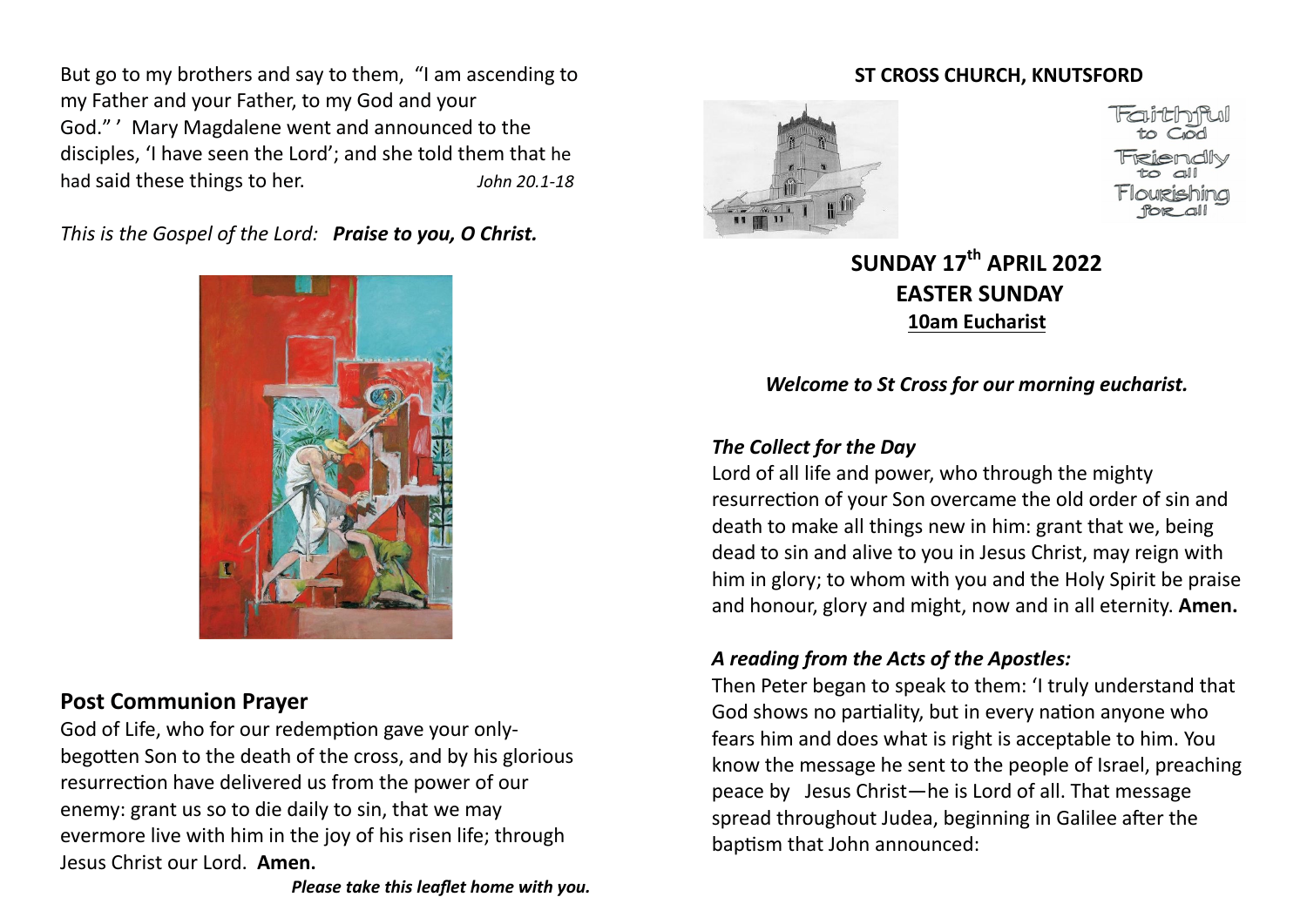But go to my brothers and say to them, "I am ascending to my Father and your Father, to my God and your God." ' Mary Magdalene went and announced to the disciples, 'I have seen the Lord'; and she told them that he had said these things to her. *John 20.1-18*

*This is the Gospel of the Lord:* ***Praise to you, O Christ.***

## Post Communion Prayer

God of Life, who for our redemption gave your only-begotten Son to the death of the cross, and by his glorious resurrection have delivered us from the power of our enemy: grant us so to die daily to sin, that we may evermore live with him in the joy of his risen life; through Jesus Christ our Lord. **Amen.**

***Please take this leaflet home with you.***

**ST CROSS CHURCH, KNUTSFORD**

Faithful to God
Friendly to all
Flourishing for all

# SUNDAY 17th APRIL 2022
# EASTER SUNDAY
**10am Eucharist**

***Welcome to St Cross for our morning eucharist.***

### *The Collect for the Day*

Lord of all life and power, who through the mighty resurrection of your Son overcame the old order of sin and death to make all things new in him: grant that we, being dead to sin and alive to you in Jesus Christ, may reign with him in glory; to whom with you and the Holy Spirit be praise and honour, glory and might, now and in all eternity. **Amen.**

### *A reading from the Acts of the Apostles:*

Then Peter began to speak to them: 'I truly understand that God shows no partiality, but in every nation anyone who fears him and does what is right is acceptable to him. You know the message he sent to the people of Israel, preaching peace by Jesus Christ—he is Lord of all. That message spread throughout Judea, beginning in Galilee after the baptism that John announced: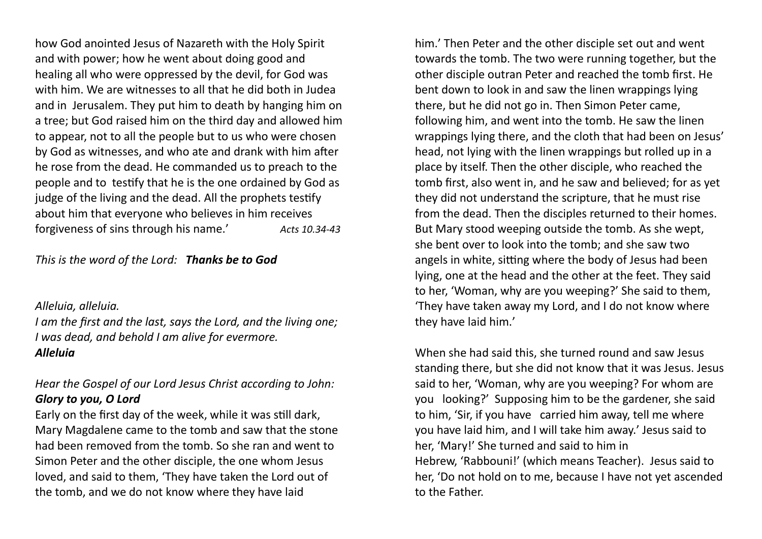how God anointed Jesus of Nazareth with the Holy Spirit and with power; how he went about doing good and healing all who were oppressed by the devil, for God was with him. We are witnesses to all that he did both in Judea and in Jerusalem. They put him to death by hanging him on a tree; but God raised him on the third day and allowed him to appear, not to all the people but to us who were chosen by God as witnesses, and who ate and drank with him after he rose from the dead. He commanded us to preach to the people and to testify that he is the one ordained by God as judge of the living and the dead. All the prophets testify about him that everyone who believes in him receives forgiveness of sins through his name.' *Acts 10.34-43*

*This is the word of the Lord:* ***Thanks be to God***

*Alleluia, alleluia.*
*I am the first and the last, says the Lord, and the living one;*
*I was dead, and behold I am alive for evermore.*
***Alleluia***

*Hear the Gospel of our Lord Jesus Christ according to John:*
***Glory to you, O Lord***

Early on the first day of the week, while it was still dark, Mary Magdalene came to the tomb and saw that the stone had been removed from the tomb. So she ran and went to Simon Peter and the other disciple, the one whom Jesus loved, and said to them, 'They have taken the Lord out of the tomb, and we do not know where they have laid him.' Then Peter and the other disciple set out and went towards the tomb. The two were running together, but the other disciple outran Peter and reached the tomb first. He bent down to look in and saw the linen wrappings lying there, but he did not go in. Then Simon Peter came, following him, and went into the tomb. He saw the linen wrappings lying there, and the cloth that had been on Jesus' head, not lying with the linen wrappings but rolled up in a place by itself. Then the other disciple, who reached the tomb first, also went in, and he saw and believed; for as yet they did not understand the scripture, that he must rise from the dead. Then the disciples returned to their homes. But Mary stood weeping outside the tomb. As she wept, she bent over to look into the tomb; and she saw two angels in white, sitting where the body of Jesus had been lying, one at the head and the other at the feet. They said to her, 'Woman, why are you weeping?' She said to them, 'They have taken away my Lord, and I do not know where they have laid him.'

When she had said this, she turned round and saw Jesus standing there, but she did not know that it was Jesus. Jesus said to her, 'Woman, why are you weeping? For whom are you looking?' Supposing him to be the gardener, she said to him, 'Sir, if you have carried him away, tell me where you have laid him, and I will take him away.' Jesus said to her, 'Mary!' She turned and said to him in Hebrew, 'Rabbouni!' (which means Teacher). Jesus said to her, 'Do not hold on to me, because I have not yet ascended to the Father.